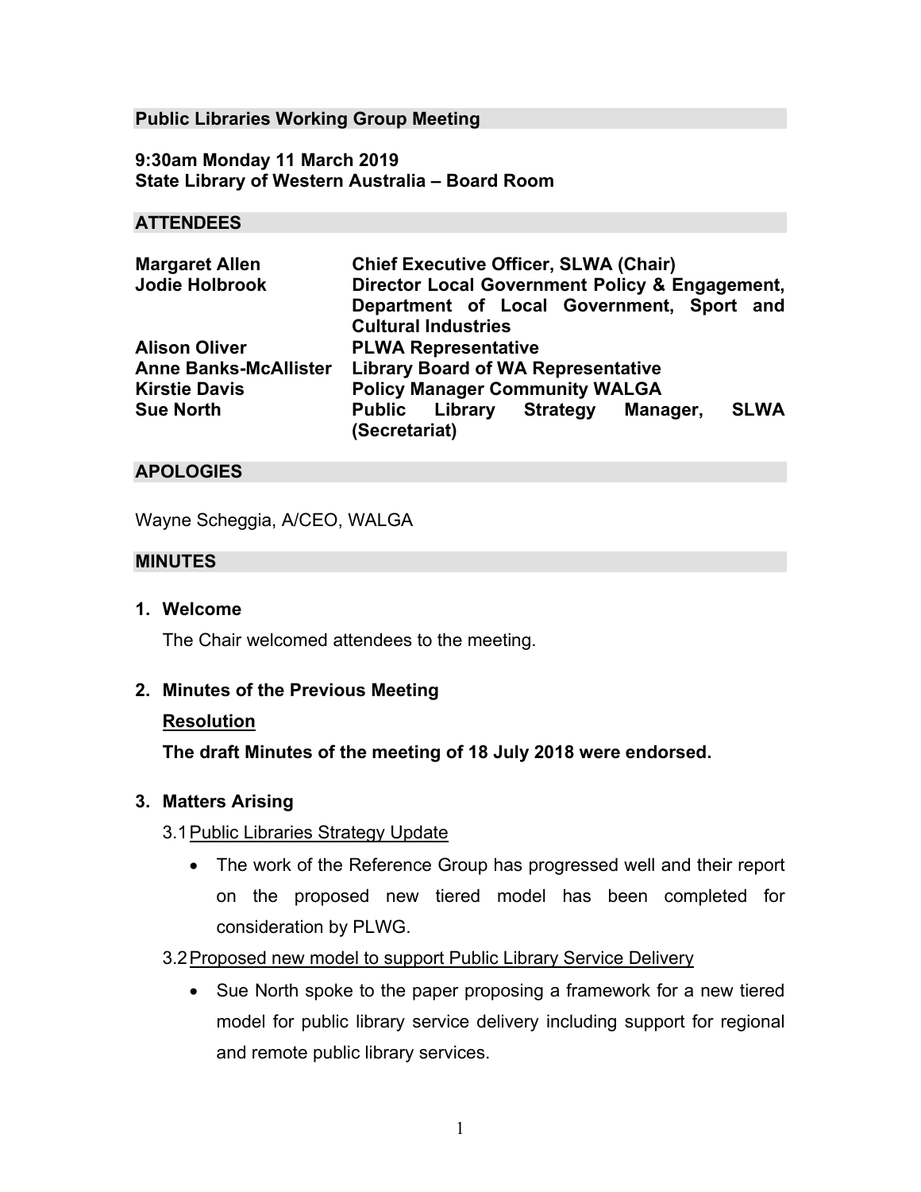## Public Libraries Working Group Meeting

**9:30am Monday 11 March 2019**
**State Library of Western Australia – Board Room**

## ATTENDEES

| | |
|---|---|
| **Margaret Allen** | **Chief Executive Officer, SLWA (Chair)** |
| **Jodie Holbrook** | **Director Local Government Policy & Engagement, Department of Local Government, Sport and Cultural Industries** |
| **Alison Oliver** | **PLWA Representative** |
| **Anne Banks-McAllister** | **Library Board of WA Representative** |
| **Kirstie Davis** | **Policy Manager Community WALGA** |
| **Sue North** | **Public Library Strategy Manager, SLWA (Secretariat)** |

## APOLOGIES

Wayne Scheggia, A/CEO, WALGA

## MINUTES

**1. Welcome**

The Chair welcomed attendees to the meeting.

**2. Minutes of the Previous Meeting**

<u>**Resolution**</u>

**The draft Minutes of the meeting of 18 July 2018 were endorsed.**

**3. Matters Arising**

3.1 <u>Public Libraries Strategy Update</u>

- The work of the Reference Group has progressed well and their report on the proposed new tiered model has been completed for consideration by PLWG.

3.2 <u>Proposed new model to support Public Library Service Delivery</u>

- Sue North spoke to the paper proposing a framework for a new tiered model for public library service delivery including support for regional and remote public library services.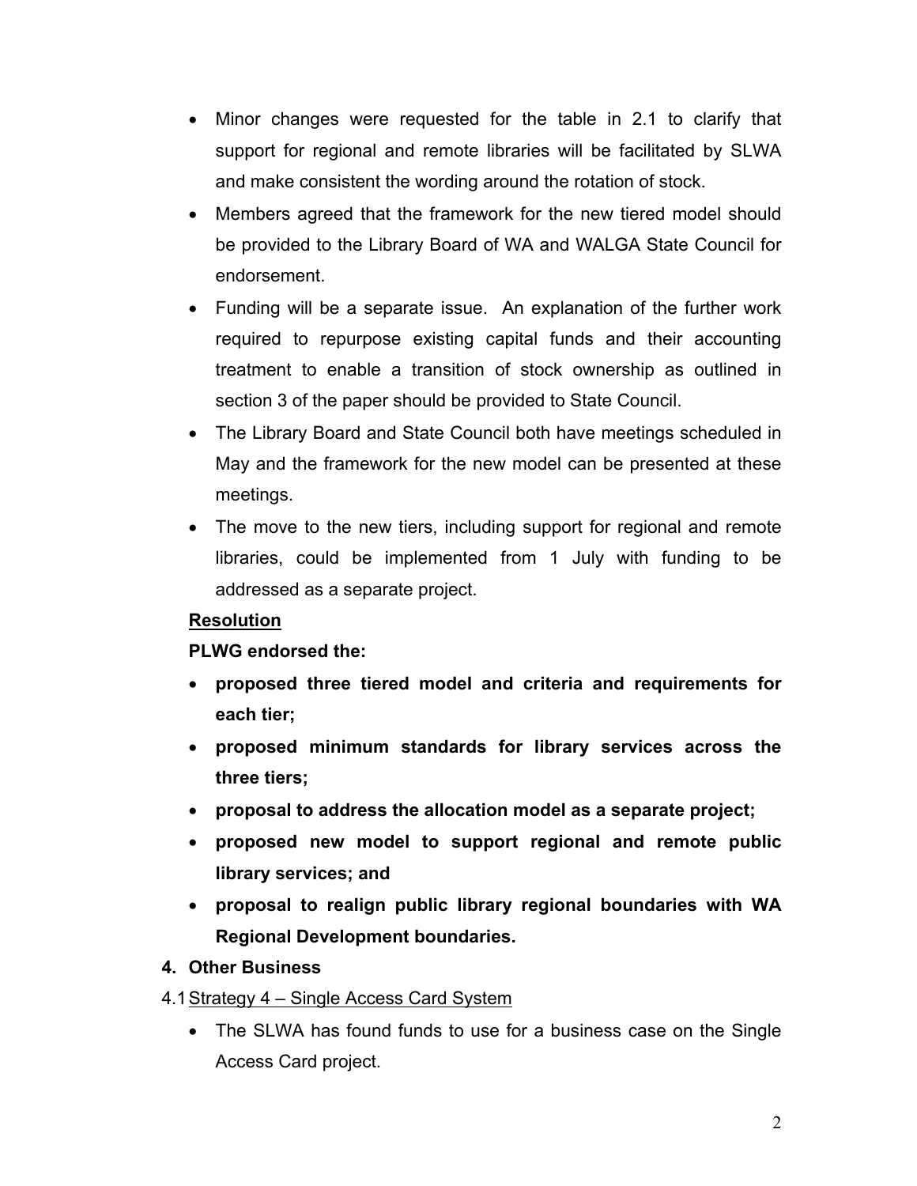- Minor changes were requested for the table in 2.1 to clarify that support for regional and remote libraries will be facilitated by SLWA and make consistent the wording around the rotation of stock.
- Members agreed that the framework for the new tiered model should be provided to the Library Board of WA and WALGA State Council for endorsement.
- Funding will be a separate issue. An explanation of the further work required to repurpose existing capital funds and their accounting treatment to enable a transition of stock ownership as outlined in section 3 of the paper should be provided to State Council.
- The Library Board and State Council both have meetings scheduled in May and the framework for the new model can be presented at these meetings.
- The move to the new tiers, including support for regional and remote libraries, could be implemented from 1 July with funding to be addressed as a separate project.

**Resolution**

**PLWG endorsed the:**

- **proposed three tiered model and criteria and requirements for each tier;**
- **proposed minimum standards for library services across the three tiers;**
- **proposal to address the allocation model as a separate project;**
- **proposed new model to support regional and remote public library services; and**
- **proposal to realign public library regional boundaries with WA Regional Development boundaries.**

**4. Other Business**

4.1 Strategy 4 – Single Access Card System

- The SLWA has found funds to use for a business case on the Single Access Card project.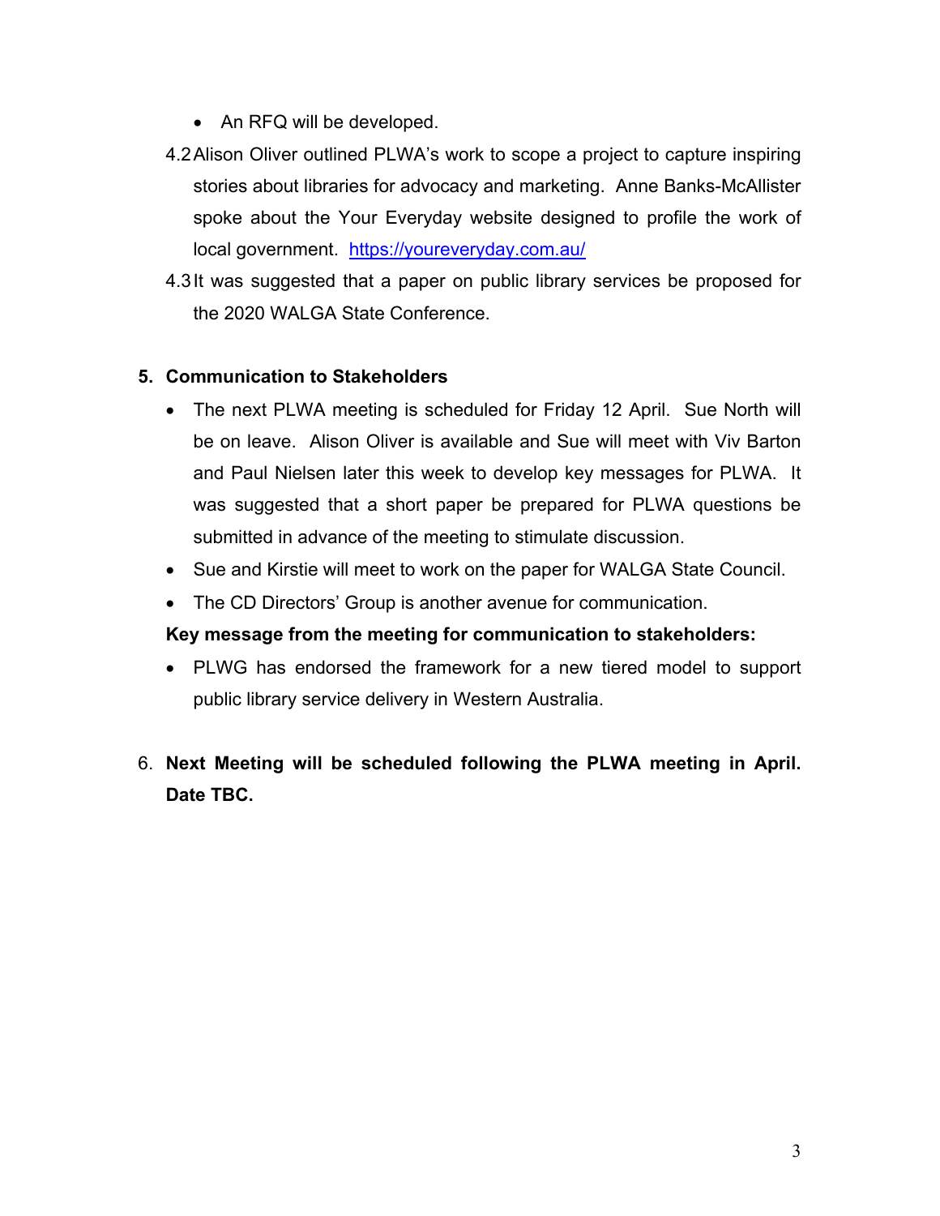- An RFQ will be developed.

4.2 Alison Oliver outlined PLWA's work to scope a project to capture inspiring stories about libraries for advocacy and marketing. Anne Banks-McAllister spoke about the Your Everyday website designed to profile the work of local government. https://youreveryday.com.au/

4.3 It was suggested that a paper on public library services be proposed for the 2020 WALGA State Conference.

**5. Communication to Stakeholders**

- The next PLWA meeting is scheduled for Friday 12 April. Sue North will be on leave. Alison Oliver is available and Sue will meet with Viv Barton and Paul Nielsen later this week to develop key messages for PLWA. It was suggested that a short paper be prepared for PLWA questions be submitted in advance of the meeting to stimulate discussion.
- Sue and Kirstie will meet to work on the paper for WALGA State Council.
- The CD Directors' Group is another avenue for communication.

**Key message from the meeting for communication to stakeholders:**

- PLWG has endorsed the framework for a new tiered model to support public library service delivery in Western Australia.

6. **Next Meeting will be scheduled following the PLWA meeting in April. Date TBC.**